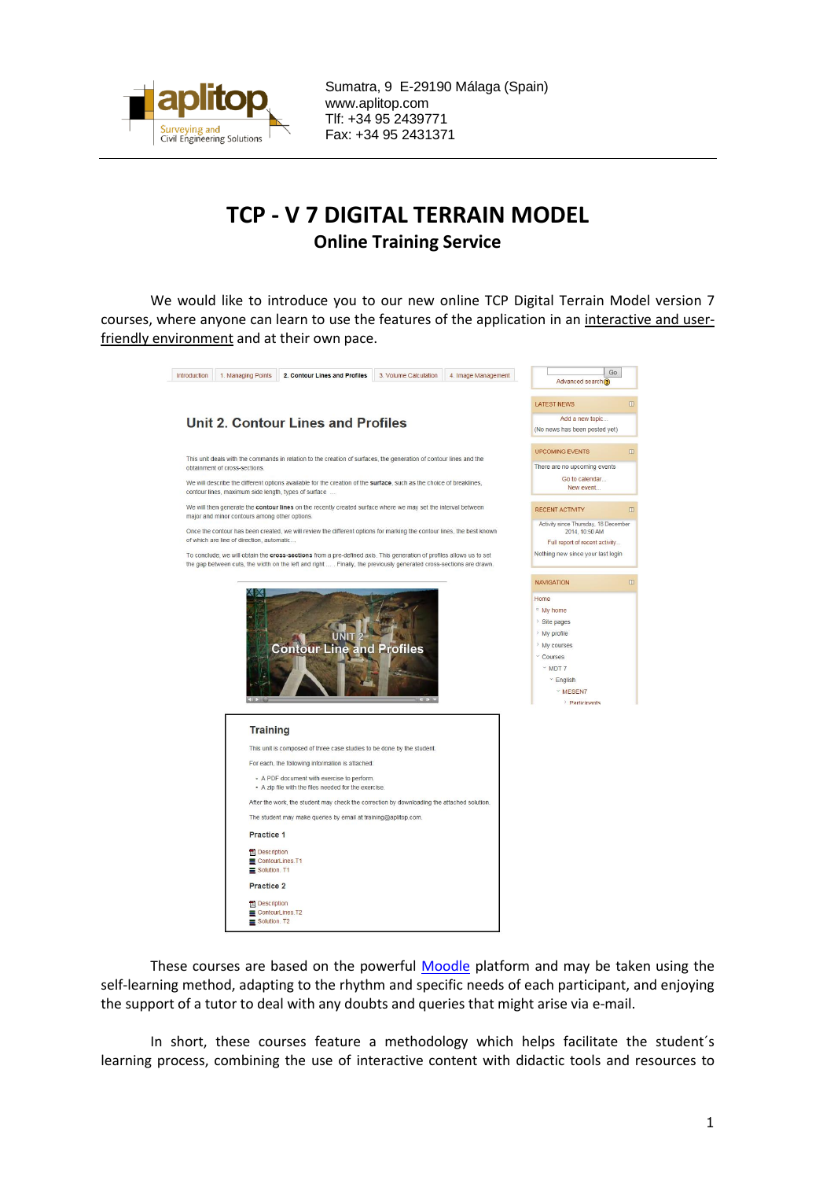Sumatra, 9 E-29190 Málaga (Spain)
www.aplitop.com
Tlf: +34 95 2439771
Fax: +34 95 2431371

# TCP - V 7 DIGITAL TERRAIN MODEL

## Online Training Service

We would like to introduce you to our new online TCP Digital Terrain Model version 7 courses, where anyone can learn to use the features of the application in an interactive and user-friendly environment and at their own pace.

These courses are based on the powerful Moodle platform and may be taken using the self-learning method, adapting to the rhythm and specific needs of each participant, and enjoying the support of a tutor to deal with any doubts and queries that might arise via e-mail.

In short, these courses feature a methodology which helps facilitate the student´s learning process, combining the use of interactive content with didactic tools and resources to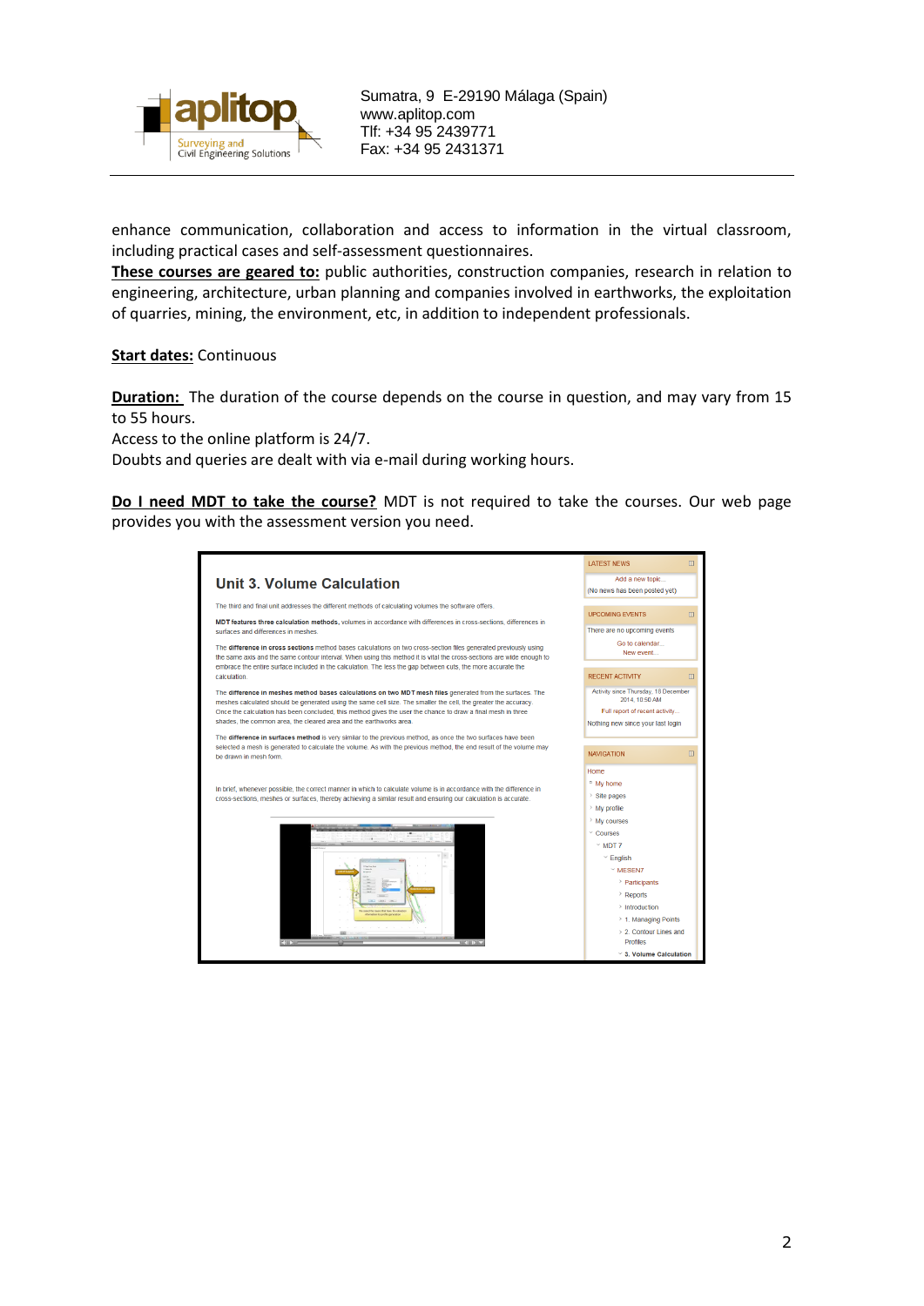enhance communication, collaboration and access to information in the virtual classroom, including practical cases and self-assessment questionnaires.

**These courses are geared to:** public authorities, construction companies, research in relation to engineering, architecture, urban planning and companies involved in earthworks, the exploitation of quarries, mining, the environment, etc, in addition to independent professionals.

**Start dates:** Continuous

**Duration:** The duration of the course depends on the course in question, and may vary from 15 to 55 hours.

Access to the online platform is 24/7.

Doubts and queries are dealt with via e-mail during working hours.

**Do I need MDT to take the course?** MDT is not required to take the courses. Our web page provides you with the assessment version you need.